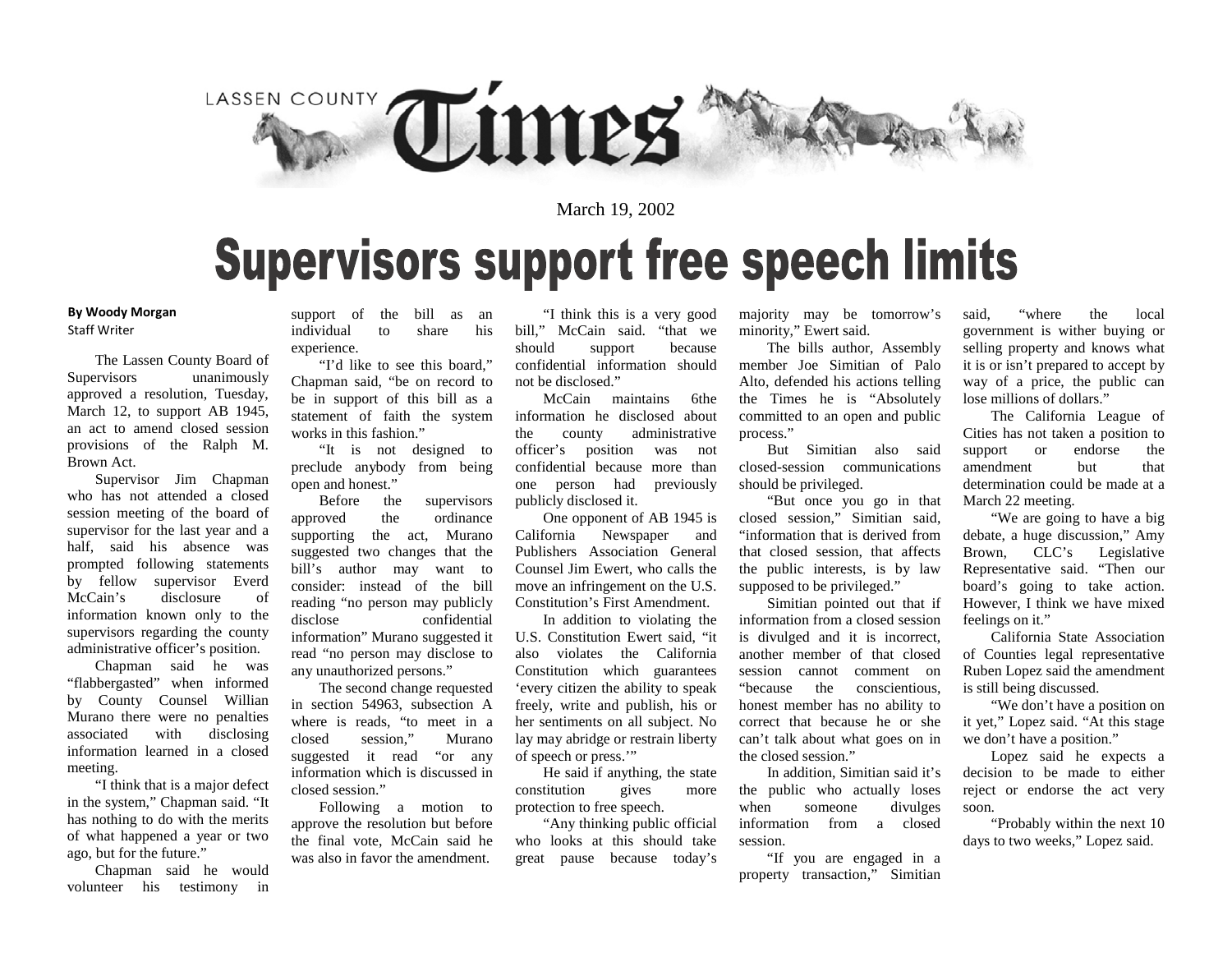LASSEN COUNTY **Times**

March 19, 2002

# Supervisors support free speech limits

**By Woody Morgan**
Staff Writer

The Lassen County Board of Supervisors unanimously approved a resolution, Tuesday, March 12, to support AB 1945, an act to amend closed session provisions of the Ralph M. Brown Act.

Supervisor Jim Chapman who has not attended a closed session meeting of the board of supervisor for the last year and a half, said his absence was prompted following statements by fellow supervisor Everd McCain's disclosure of information known only to the supervisors regarding the county administrative officer's position.

Chapman said he was "flabbergasted" when informed by County Counsel Willian Murano there were no penalties associated with disclosing information learned in a closed meeting.

"I think that is a major defect in the system," Chapman said. "It has nothing to do with the merits of what happened a year or two ago, but for the future."

Chapman said he would volunteer his testimony in support of the bill as an individual to share his experience.

"I'd like to see this board," Chapman said, "be on record to be in support of this bill as a statement of faith the system works in this fashion."

"It is not designed to preclude anybody from being open and honest."

Before the supervisors approved the ordinance supporting the act, Murano suggested two changes that the bill's author may want to consider: instead of the bill reading "no person may publicly disclose confidential information" Murano suggested it read "no person may disclose to any unauthorized persons."

The second change requested in section 54963, subsection A where is reads, "to meet in a closed session," Murano suggested it read "or any information which is discussed in closed session."

Following a motion to approve the resolution but before the final vote, McCain said he was also in favor the amendment.

"I think this is a very good bill," McCain said. "that we should support because confidential information should not be disclosed."

McCain maintains 6the information he disclosed about the county administrative officer's position was not confidential because more than one person had previously publicly disclosed it.

One opponent of AB 1945 is California Newspaper and Publishers Association General Counsel Jim Ewert, who calls the move an infringement on the U.S. Constitution's First Amendment.

In addition to violating the U.S. Constitution Ewert said, "it also violates the California Constitution which guarantees 'every citizen the ability to speak freely, write and publish, his or her sentiments on all subject. No lay may abridge or restrain liberty of speech or press.'"

He said if anything, the state constitution gives more protection to free speech.

"Any thinking public official who looks at this should take great pause because today's majority may be tomorrow's minority," Ewert said.

The bills author, Assembly member Joe Simitian of Palo Alto, defended his actions telling the Times he is "Absolutely committed to an open and public process."

But Simitian also said closed-session communications should be privileged.

"But once you go in that closed session," Simitian said, "information that is derived from that closed session, that affects the public interests, is by law supposed to be privileged."

Simitian pointed out that if information from a closed session is divulged and it is incorrect, another member of that closed session cannot comment on "because the conscientious, honest member has no ability to correct that because he or she can't talk about what goes on in the closed session."

In addition, Simitian said it's the public who actually loses when someone divulges information from a closed session.

"If you are engaged in a property transaction," Simitian said, "where the local government is wither buying or selling property and knows what it is or isn't prepared to accept by way of a price, the public can lose millions of dollars."

The California League of Cities has not taken a position to support or endorse the amendment but that determination could be made at a March 22 meeting.

"We are going to have a big debate, a huge discussion," Amy Brown, CLC's Legislative Representative said. "Then our board's going to take action. However, I think we have mixed feelings on it."

California State Association of Counties legal representative Ruben Lopez said the amendment is still being discussed.

"We don't have a position on it yet," Lopez said. "At this stage we don't have a position."

Lopez said he expects a decision to be made to either reject or endorse the act very soon.

"Probably within the next 10 days to two weeks," Lopez said.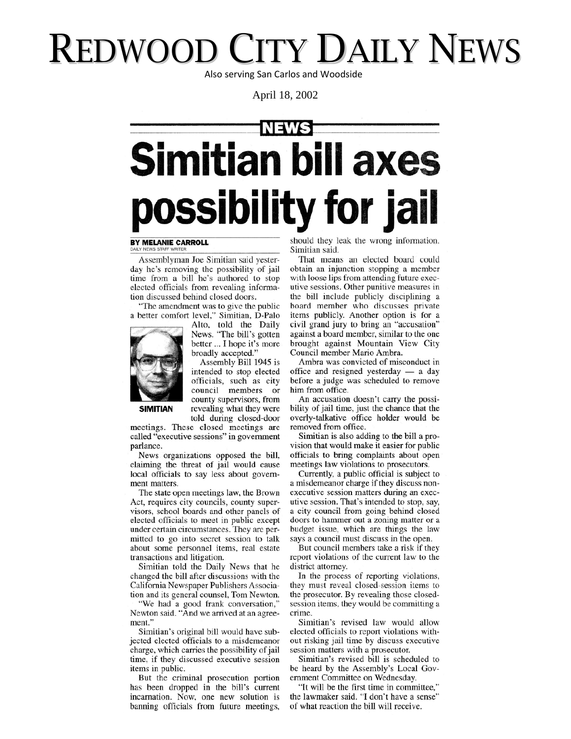# REDWOOD CITY DAILY NEWS

Also serving San Carlos and Woodside

April 18, 2002

NEWS

# Simitian bill axes possibility for jail

**BY MELANIE CARROLL**
DAILY NEWS STAFF WRITER

Assemblyman Joe Simitian said yesterday he's removing the possibility of jail time from a bill he's authored to stop elected officials from revealing information discussed behind closed doors.

"The amendment was to give the public a better comfort level," Simitian, D-Palo Alto, told the Daily News. "The bill's gotten better ... I hope it's more broadly accepted."

SIMITIAN

Assembly Bill 1945 is intended to stop elected officials, such as city council members or county supervisors, from revealing what they were told during closed-door meetings. These closed meetings are called "executive sessions" in government parlance.

News organizations opposed the bill, claiming the threat of jail would cause local officials to say less about government matters.

The state open meetings law, the Brown Act, requires city councils, county supervisors, school boards and other panels of elected officials to meet in public except under certain circumstances. They are permitted to go into secret session to talk about some personnel items, real estate transactions and litigation.

Simitian told the Daily News that he changed the bill after discussions with the California Newspaper Publishers Association and its general counsel, Tom Newton.

"We had a good frank conversation," Newton said. "And we arrived at an agreement."

Simitian's original bill would have subjected elected officials to a misdemeanor charge, which carries the possibility of jail time, if they discussed executive session items in public.

But the criminal prosecution portion has been dropped in the bill's current incarnation. Now, one new solution is banning officials from future meetings, should they leak the wrong information, Simitian said.

That means an elected board could obtain an injunction stopping a member with loose lips from attending future executive sessions. Other punitive measures in the bill include publicly disciplining a board member who discusses private items publicly. Another option is for a civil grand jury to bring an "accusation" against a board member, similar to the one brought against Mountain View City Council member Mario Ambra.

Ambra was convicted of misconduct in office and resigned yesterday — a day before a judge was scheduled to remove him from office.

An accusation doesn't carry the possibility of jail time, just the chance that the overly-talkative office holder would be removed from office.

Simitian is also adding to the bill a provision that would make it easier for public officials to bring complaints about open meetings law violations to prosecutors.

Currently, a public official is subject to a misdemeanor charge if they discuss non-executive session matters during an executive session. That's intended to stop, say, a city council from going behind closed doors to hammer out a zoning matter or a budget issue, which are things the law says a council must discuss in the open.

But council members take a risk if they report violations of the current law to the district attorney.

In the process of reporting violations, they must reveal closed-session items to the prosecutor. By revealing those closed-session items, they would be committing a crime.

Simitian's revised law would allow elected officials to report violations without risking jail time by discuss executive session matters with a prosecutor.

Simitian's revised bill is scheduled to be heard by the Assembly's Local Government Committee on Wednesday.

"It will be the first time in committee," the lawmaker said. "I don't have a sense" of what reaction the bill will receive.